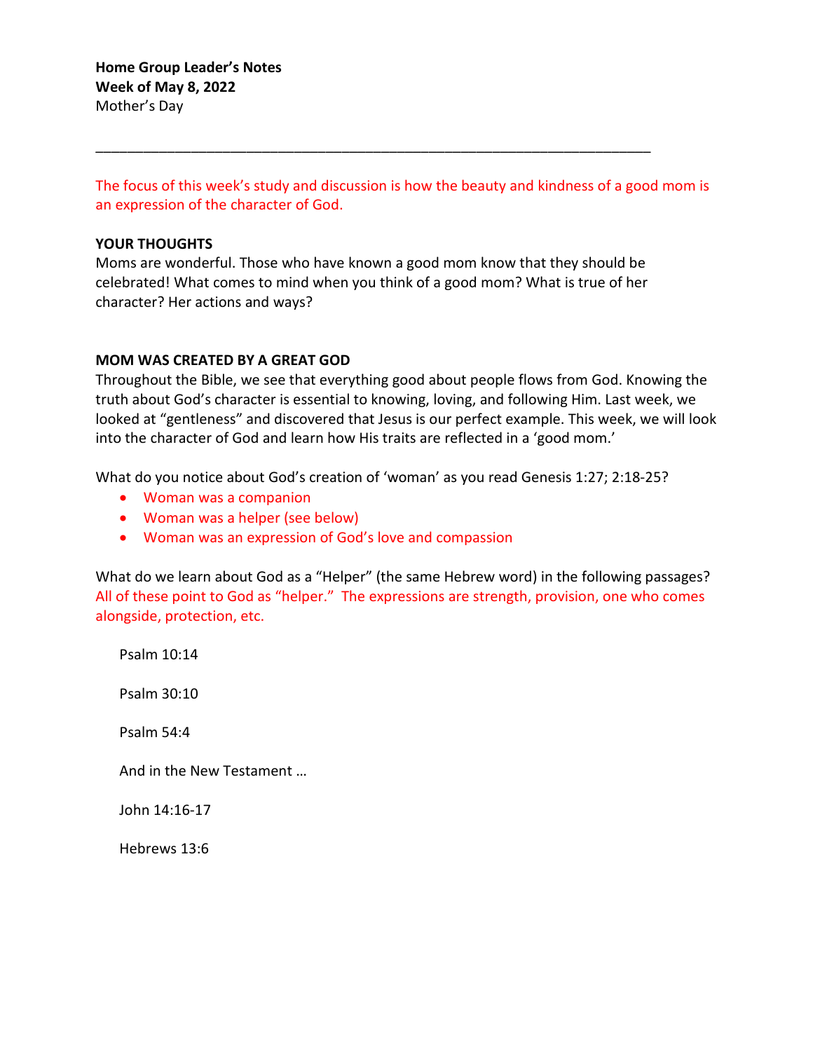**Home Group Leader's Notes**
**Week of May 8, 2022**
Mother's Day

---

The focus of this week's study and discussion is how the beauty and kindness of a good mom is an expression of the character of God.

## YOUR THOUGHTS

Moms are wonderful. Those who have known a good mom know that they should be celebrated! What comes to mind when you think of a good mom? What is true of her character? Her actions and ways?

## MOM WAS CREATED BY A GREAT GOD

Throughout the Bible, we see that everything good about people flows from God. Knowing the truth about God's character is essential to knowing, loving, and following Him. Last week, we looked at "gentleness" and discovered that Jesus is our perfect example. This week, we will look into the character of God and learn how His traits are reflected in a 'good mom.'

What do you notice about God's creation of 'woman' as you read Genesis 1:27; 2:18-25?

- Woman was a companion
- Woman was a helper (see below)
- Woman was an expression of God's love and compassion

What do we learn about God as a "Helper" (the same Hebrew word) in the following passages? All of these point to God as "helper." The expressions are strength, provision, one who comes alongside, protection, etc.

Psalm 10:14

Psalm 30:10

Psalm 54:4

And in the New Testament …

John 14:16-17

Hebrews 13:6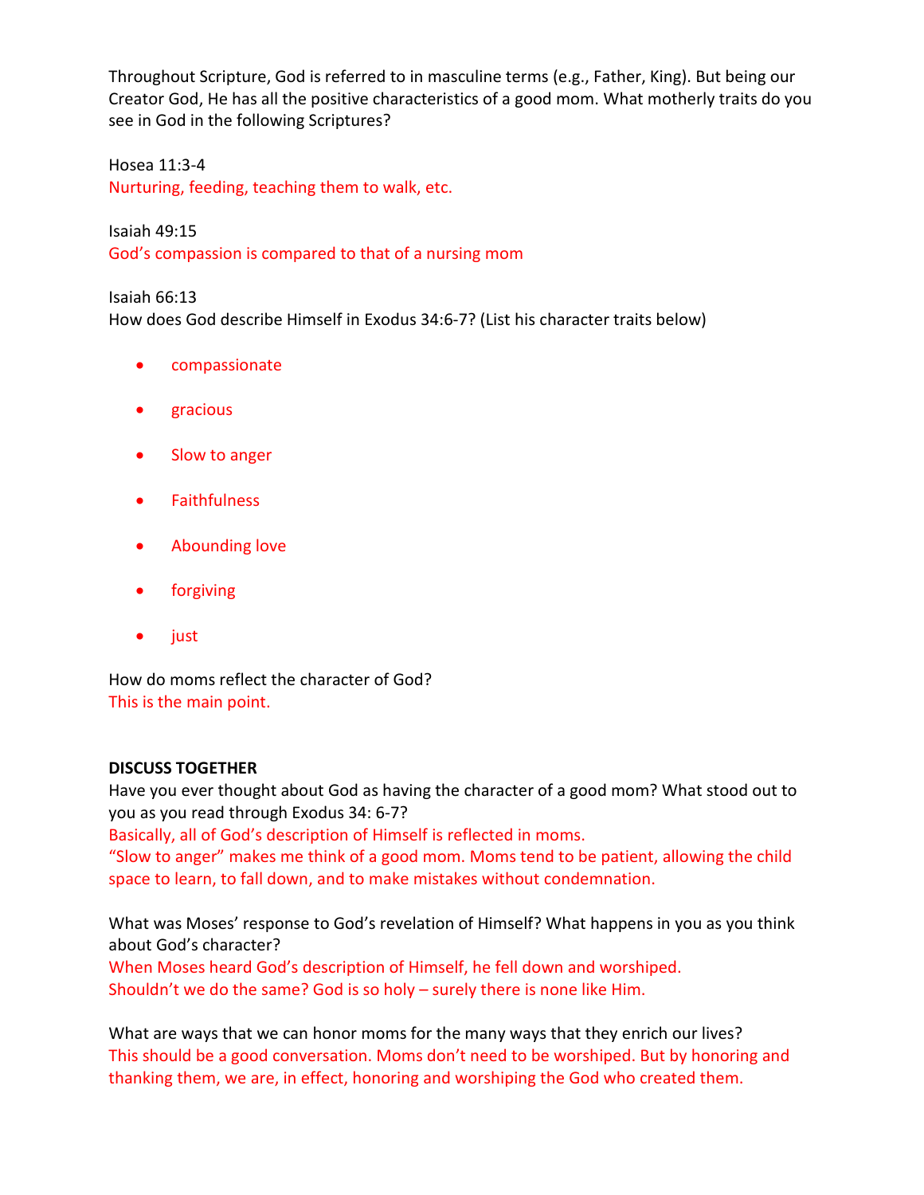Throughout Scripture, God is referred to in masculine terms (e.g., Father, King). But being our Creator God, He has all the positive characteristics of a good mom. What motherly traits do you see in God in the following Scriptures?

Hosea 11:3-4
Nurturing, feeding, teaching them to walk, etc.

Isaiah 49:15
God's compassion is compared to that of a nursing mom

Isaiah 66:13
How does God describe Himself in Exodus 34:6-7? (List his character traits below)

- compassionate
- gracious
- Slow to anger
- Faithfulness
- Abounding love
- forgiving
- just

How do moms reflect the character of God?
This is the main point.

**DISCUSS TOGETHER**
Have you ever thought about God as having the character of a good mom? What stood out to you as you read through Exodus 34: 6-7?
Basically, all of God's description of Himself is reflected in moms.
"Slow to anger" makes me think of a good mom. Moms tend to be patient, allowing the child space to learn, to fall down, and to make mistakes without condemnation.

What was Moses' response to God's revelation of Himself? What happens in you as you think about God's character?
When Moses heard God's description of Himself, he fell down and worshiped.
Shouldn't we do the same? God is so holy – surely there is none like Him.

What are ways that we can honor moms for the many ways that they enrich our lives?
This should be a good conversation. Moms don't need to be worshiped. But by honoring and thanking them, we are, in effect, honoring and worshiping the God who created them.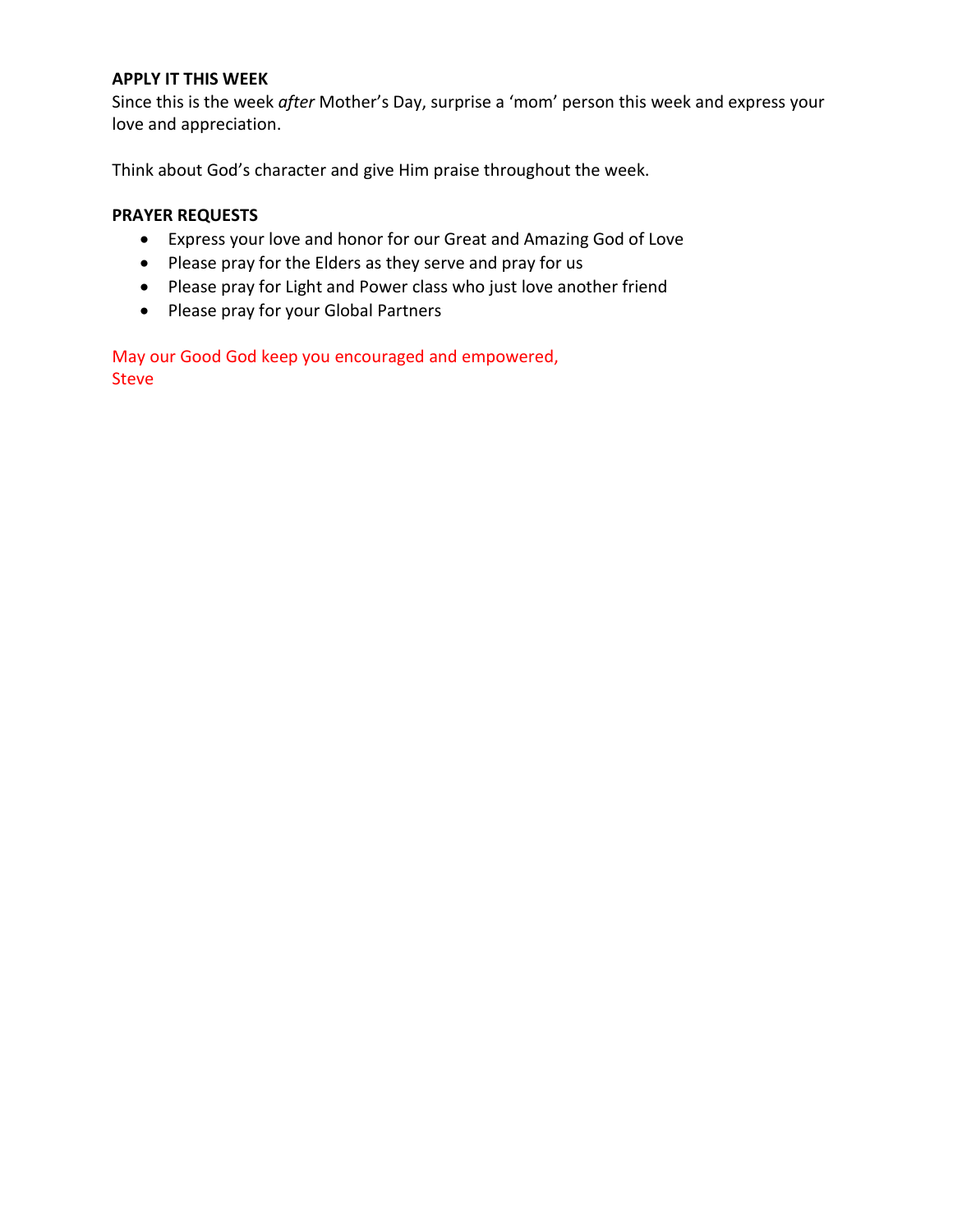**APPLY IT THIS WEEK**

Since this is the week *after* Mother's Day, surprise a 'mom' person this week and express your love and appreciation.

Think about God's character and give Him praise throughout the week.

**PRAYER REQUESTS**

- Express your love and honor for our Great and Amazing God of Love
- Please pray for the Elders as they serve and pray for us
- Please pray for Light and Power class who just love another friend
- Please pray for your Global Partners

May our Good God keep you encouraged and empowered,
Steve